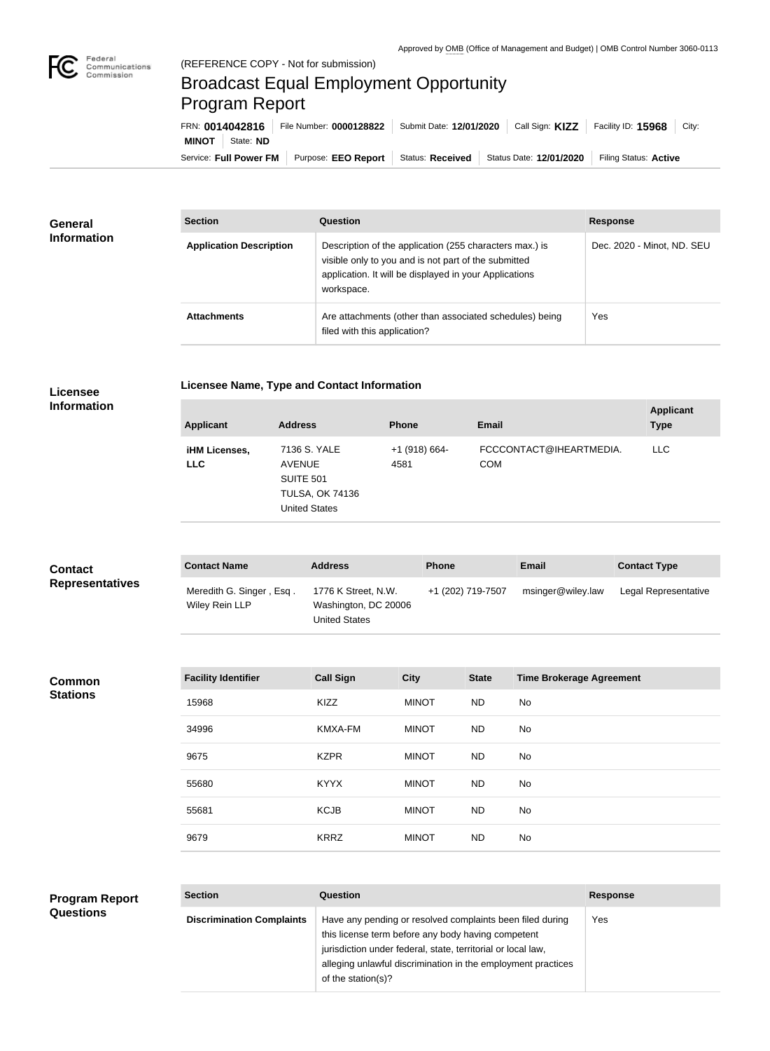Approved by OMB (Office of Management and Budget) | OMB Control Number 3060-0113

Federal Communications Commission

(REFERENCE COPY - Not for submission)

# Broadcast Equal Employment Opportunity Program Report

FRN: **0014042816** | File Number: **0000128822** | Submit Date: **12/01/2020** | Call Sign: **KIZZ** | Facility ID: **15968** | City: **MINOT** | State: **ND**

Service: **Full Power FM** | Purpose: **EEO Report** | Status: **Received** | Status Date: **12/01/2020** | Filing Status: **Active**

## General Information

| Section | Question | Response |
| --- | --- | --- |
| **Application Description** | Description of the application (255 characters max.) is visible only to you and is not part of the submitted application. It will be displayed in your Applications workspace. | Dec. 2020 - Minot, ND. SEU |
| **Attachments** | Are attachments (other than associated schedules) being filed with this application? | Yes |

## Licensee Information

### Licensee Name, Type and Contact Information

| Applicant | Address | Phone | Email | Applicant Type |
| --- | --- | --- | --- | --- |
| **iHM Licenses, LLC** | 7136 S. YALE AVENUE SUITE 501 TULSA, OK 74136 United States | +1 (918) 664-4581 | FCCCONTACT@IHEARTMEDIA.COM | LLC |

## Contact Representatives

| Contact Name | Address | Phone | Email | Contact Type |
| --- | --- | --- | --- | --- |
| Meredith G. Singer , Esq . Wiley Rein LLP | 1776 K Street, N.W. Washington, DC 20006 United States | +1 (202) 719-7507 | msinger@wiley.law | Legal Representative |

## Common Stations

| Facility Identifier | Call Sign | City | State | Time Brokerage Agreement |
| --- | --- | --- | --- | --- |
| 15968 | KIZZ | MINOT | ND | No |
| 34996 | KMXA-FM | MINOT | ND | No |
| 9675 | KZPR | MINOT | ND | No |
| 55680 | KYYX | MINOT | ND | No |
| 55681 | KCJB | MINOT | ND | No |
| 9679 | KRRZ | MINOT | ND | No |

## Program Report Questions

| Section | Question | Response |
| --- | --- | --- |
| **Discrimination Complaints** | Have any pending or resolved complaints been filed during this license term before any body having competent jurisdiction under federal, state, territorial or local law, alleging unlawful discrimination in the employment practices of the station(s)? | Yes |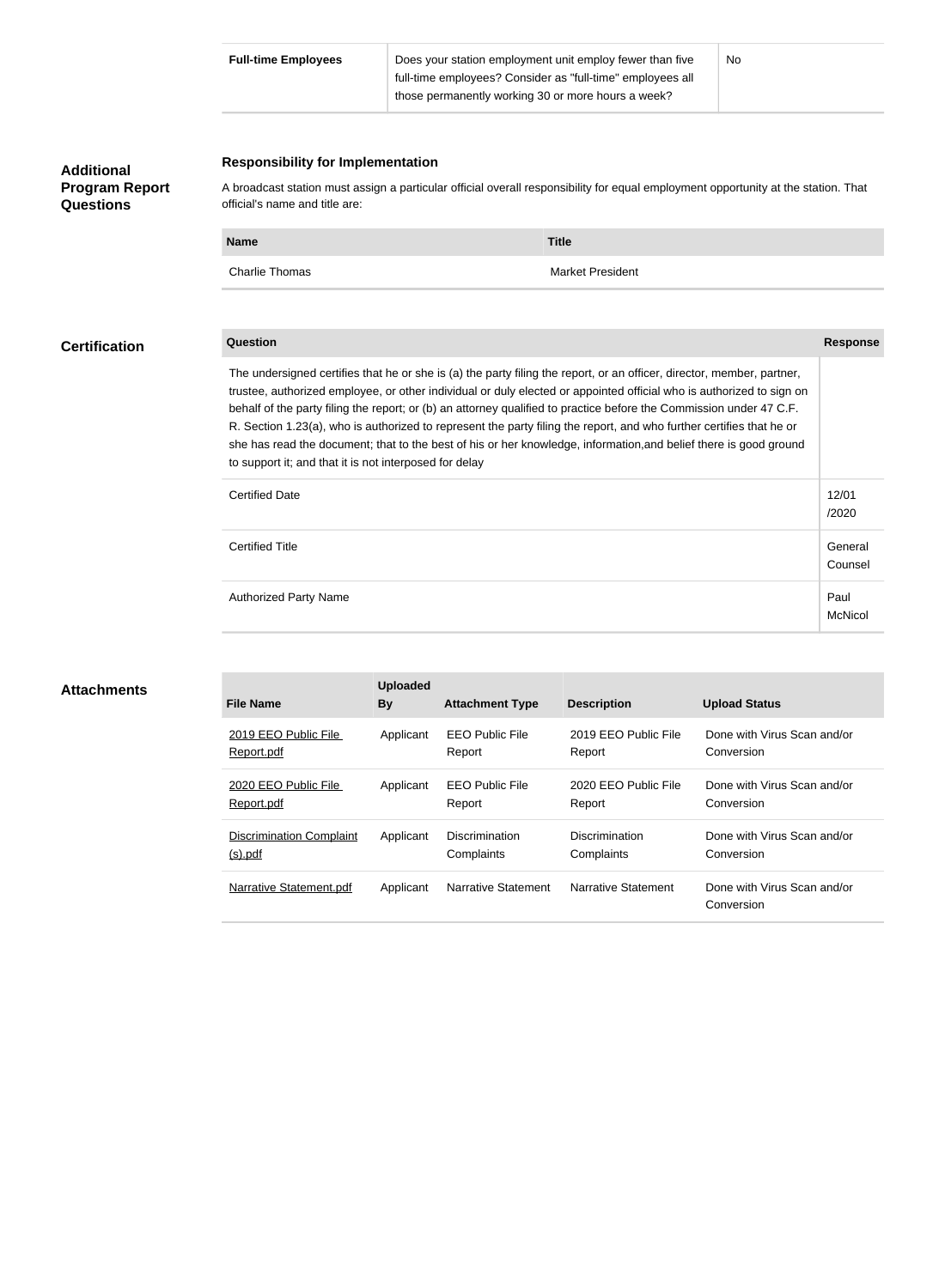| | | |
|---|---|---|
| **Full-time Employees** | Does your station employment unit employ fewer than five full-time employees? Consider as "full-time" employees all those permanently working 30 or more hours a week? | No |

## Additional Program Report Questions

### Responsibility for Implementation

A broadcast station must assign a particular official overall responsibility for equal employment opportunity at the station. That official's name and title are:

| Name | Title |
|---|---|
| Charlie Thomas | Market President |

## Certification

| Question | Response |
|---|---|
| The undersigned certifies that he or she is (a) the party filing the report, or an officer, director, member, partner, trustee, authorized employee, or other individual or duly elected or appointed official who is authorized to sign on behalf of the party filing the report; or (b) an attorney qualified to practice before the Commission under 47 C.F. R. Section 1.23(a), who is authorized to represent the party filing the report, and who further certifies that he or she has read the document; that to the best of his or her knowledge, information,and belief there is good ground to support it; and that it is not interposed for delay | |
| Certified Date | 12/01/2020 |
| Certified Title | General Counsel |
| Authorized Party Name | Paul McNicol |

## Attachments

| File Name | Uploaded By | Attachment Type | Description | Upload Status |
|---|---|---|---|---|
| 2019 EEO Public File Report.pdf | Applicant | EEO Public File Report | 2019 EEO Public File Report | Done with Virus Scan and/or Conversion |
| 2020 EEO Public File Report.pdf | Applicant | EEO Public File Report | 2020 EEO Public File Report | Done with Virus Scan and/or Conversion |
| Discrimination Complaint (s).pdf | Applicant | Discrimination Complaints | Discrimination Complaints | Done with Virus Scan and/or Conversion |
| Narrative Statement.pdf | Applicant | Narrative Statement | Narrative Statement | Done with Virus Scan and/or Conversion |